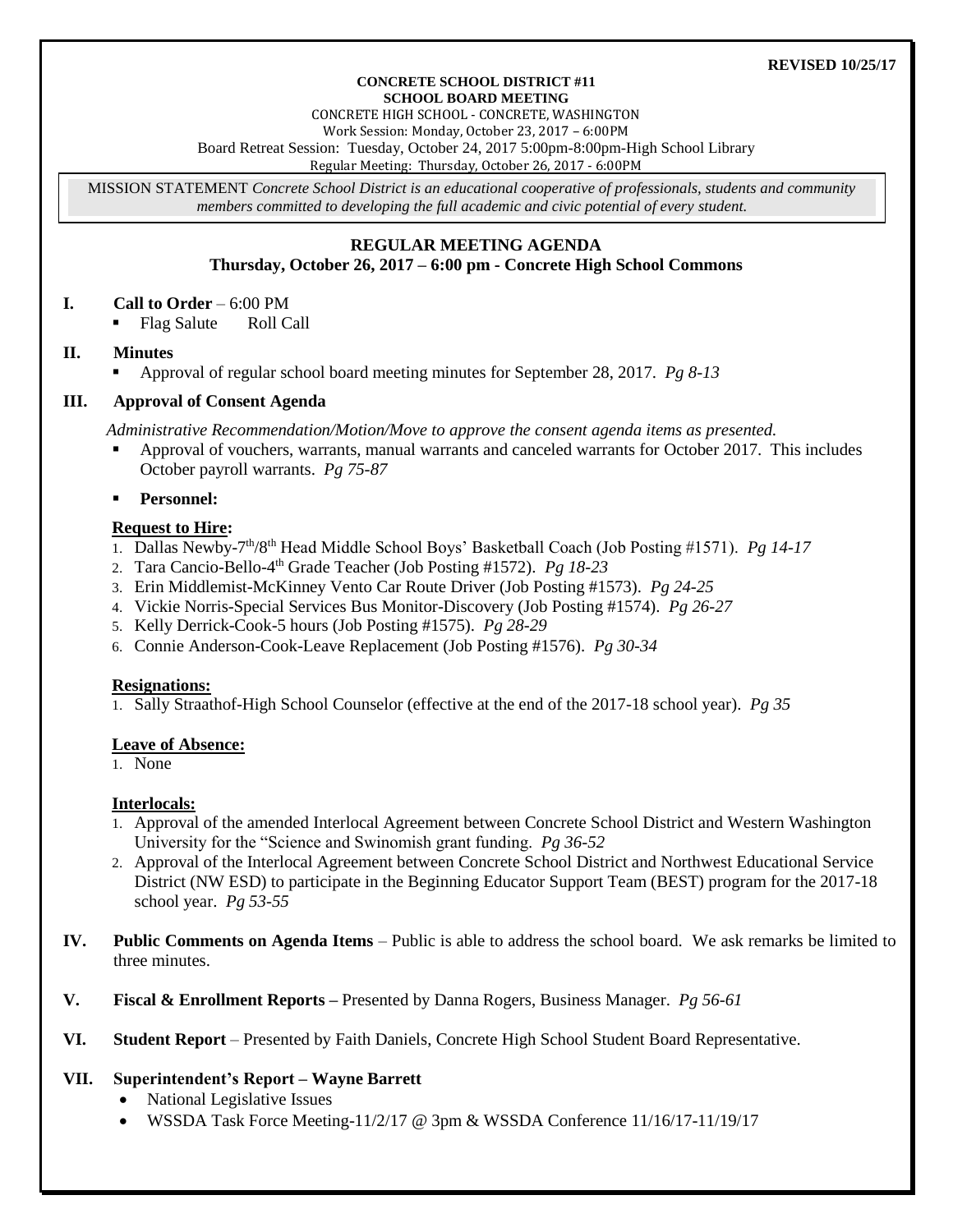**REVISED 10/25/17**

**CONCRETE SCHOOL DISTRICT #11**
**SCHOOL BOARD MEETING**
CONCRETE HIGH SCHOOL - CONCRETE, WASHINGTON
Work Session: Monday, October 23, 2017 – 6:00PM
Board Retreat Session: Tuesday, October 24, 2017 5:00pm-8:00pm-High School Library
Regular Meeting: Thursday, October 26, 2017 - 6:00PM

MISSION STATEMENT *Concrete School District is an educational cooperative of professionals, students and community members committed to developing the full academic and civic potential of every student.*

## REGULAR MEETING AGENDA
### Thursday, October 26, 2017 – 6:00 pm - Concrete High School Commons

**I. Call to Order** – 6:00 PM
- Flag Salute     Roll Call

**II. Minutes**
- Approval of regular school board meeting minutes for September 28, 2017. *Pg 8-13*

**III. Approval of Consent Agenda**

*Administrative Recommendation/Motion/Move to approve the consent agenda items as presented.*

- Approval of vouchers, warrants, manual warrants and canceled warrants for October 2017. This includes October payroll warrants. *Pg 75-87*
- **Personnel:**

**Request to Hire:**

1. Dallas Newby-7th/8th Head Middle School Boys' Basketball Coach (Job Posting #1571). *Pg 14-17*
2. Tara Cancio-Bello-4th Grade Teacher (Job Posting #1572). *Pg 18-23*
3. Erin Middlemist-McKinney Vento Car Route Driver (Job Posting #1573). *Pg 24-25*
4. Vickie Norris-Special Services Bus Monitor-Discovery (Job Posting #1574). *Pg 26-27*
5. Kelly Derrick-Cook-5 hours (Job Posting #1575). *Pg 28-29*
6. Connie Anderson-Cook-Leave Replacement (Job Posting #1576). *Pg 30-34*

**Resignations:**

1. Sally Straathof-High School Counselor (effective at the end of the 2017-18 school year). *Pg 35*

**Leave of Absence:**

1. None

**Interlocals:**

1. Approval of the amended Interlocal Agreement between Concrete School District and Western Washington University for the "Science and Swinomish grant funding. *Pg 36-52*
2. Approval of the Interlocal Agreement between Concrete School District and Northwest Educational Service District (NW ESD) to participate in the Beginning Educator Support Team (BEST) program for the 2017-18 school year. *Pg 53-55*

**IV. Public Comments on Agenda Items** – Public is able to address the school board. We ask remarks be limited to three minutes.

**V. Fiscal & Enrollment Reports –** Presented by Danna Rogers, Business Manager. *Pg 56-61*

**VI. Student Report** – Presented by Faith Daniels, Concrete High School Student Board Representative.

**VII. Superintendent's Report – Wayne Barrett**

- National Legislative Issues
- WSSDA Task Force Meeting-11/2/17 @ 3pm & WSSDA Conference 11/16/17-11/19/17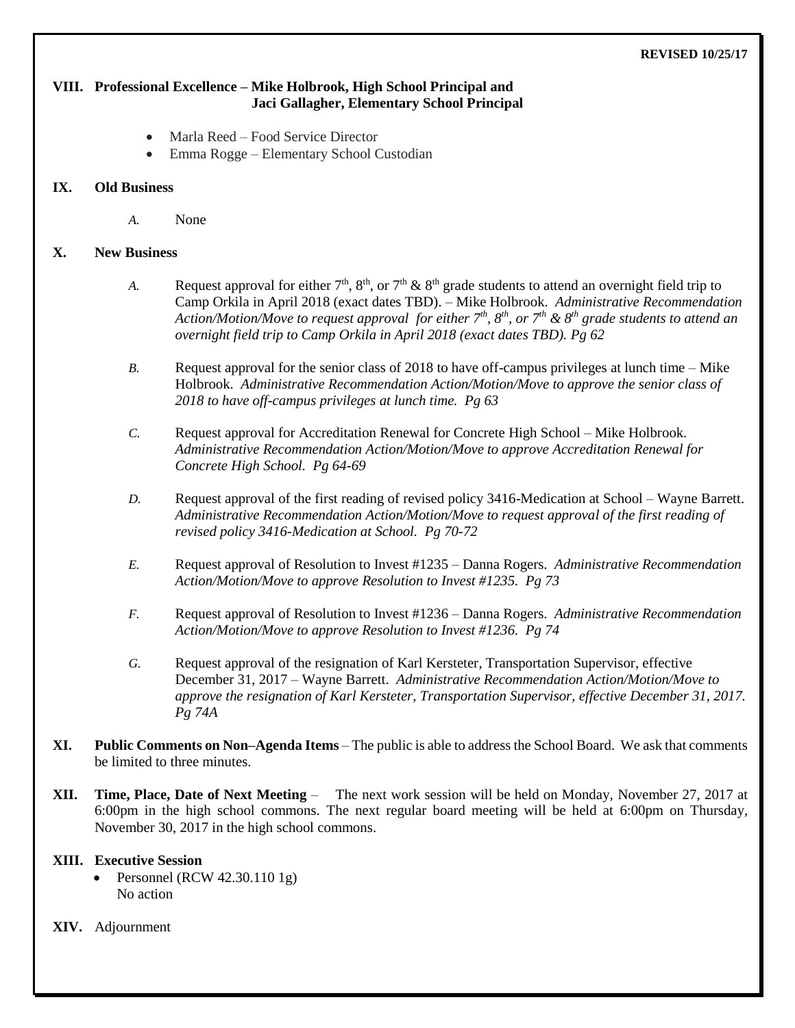**REVISED 10/25/17**

## VIII. Professional Excellence – Mike Holbrook, High School Principal and Jaci Gallagher, Elementary School Principal

- Marla Reed – Food Service Director
- Emma Rogge – Elementary School Custodian

## IX. Old Business

*A.* None

## X. New Business

*A.* Request approval for either 7th, 8th, or 7th & 8th grade students to attend an overnight field trip to Camp Orkila in April 2018 (exact dates TBD). – Mike Holbrook. *Administrative Recommendation Action/Motion/Move to request approval for either 7th, 8th, or 7th & 8th grade students to attend an overnight field trip to Camp Orkila in April 2018 (exact dates TBD). Pg 62*

*B.* Request approval for the senior class of 2018 to have off-campus privileges at lunch time – Mike Holbrook. *Administrative Recommendation Action/Motion/Move to approve the senior class of 2018 to have off-campus privileges at lunch time. Pg 63*

*C.* Request approval for Accreditation Renewal for Concrete High School – Mike Holbrook. *Administrative Recommendation Action/Motion/Move to approve Accreditation Renewal for Concrete High School. Pg 64-69*

*D.* Request approval of the first reading of revised policy 3416-Medication at School – Wayne Barrett. *Administrative Recommendation Action/Motion/Move to request approval of the first reading of revised policy 3416-Medication at School. Pg 70-72*

*E.* Request approval of Resolution to Invest #1235 – Danna Rogers. *Administrative Recommendation Action/Motion/Move to approve Resolution to Invest #1235. Pg 73*

*F.* Request approval of Resolution to Invest #1236 – Danna Rogers. *Administrative Recommendation Action/Motion/Move to approve Resolution to Invest #1236. Pg 74*

*G.* Request approval of the resignation of Karl Kersteter, Transportation Supervisor, effective December 31, 2017 – Wayne Barrett. *Administrative Recommendation Action/Motion/Move to approve the resignation of Karl Kersteter, Transportation Supervisor, effective December 31, 2017. Pg 74A*

## XI. Public Comments on Non–Agenda Items

**Public Comments on Non–Agenda Items** – The public is able to address the School Board. We ask that comments be limited to three minutes.

## XII. Time, Place, Date of Next Meeting

**Time, Place, Date of Next Meeting** – The next work session will be held on Monday, November 27, 2017 at 6:00pm in the high school commons. The next regular board meeting will be held at 6:00pm on Thursday, November 30, 2017 in the high school commons.

## XIII. Executive Session

- Personnel (RCW 42.30.110 1g)
  No action

## XIV. Adjournment